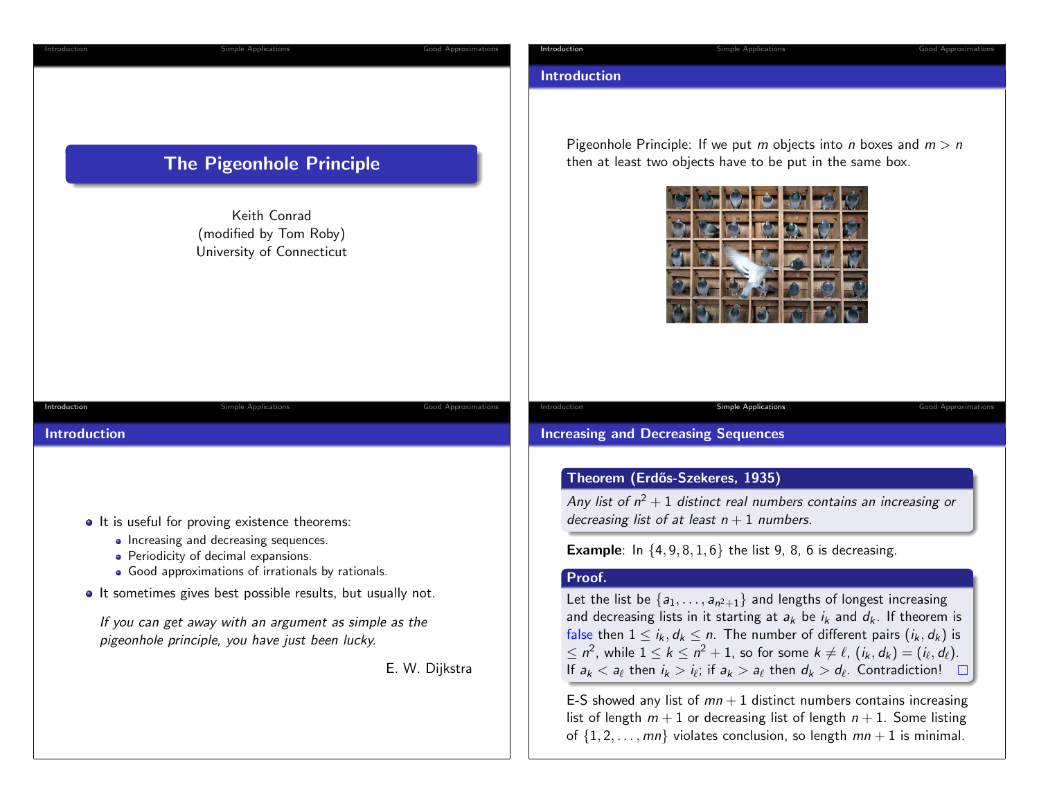# The Pigeonhole Principle

Keith Conrad
(modified by Tom Roby)
University of Connecticut

## Introduction

Pigeonhole Principle: If we put $m$ objects into $n$ boxes and $m > n$ then at least two objects have to be put in the same box.

## Introduction

- It is useful for proving existence theorems:
  - Increasing and decreasing sequences.
  - Periodicity of decimal expansions.
  - Good approximations of irrationals by rationals.
- It sometimes gives best possible results, but usually not.

*If you can get away with an argument as simple as the pigeonhole principle, you have just been lucky.*

E. W. Dijkstra

## Increasing and Decreasing Sequences

**Theorem (Erdős-Szekeres, 1935)**

*Any list of $n^2 + 1$ distinct real numbers contains an increasing or decreasing list of at least $n + 1$ numbers.*

**Example**: In $\{4, 9, 8, 1, 6\}$ the list 9, 8, 6 is decreasing.

**Proof.**

Let the list be $\{a_1, \ldots, a_{n^2+1}\}$ and lengths of longest increasing and decreasing lists in it starting at $a_k$ be $i_k$ and $d_k$. If theorem is false then $1 \leq i_k, d_k \leq n$. The number of different pairs $(i_k, d_k)$ is $\leq n^2$, while $1 \leq k \leq n^2 + 1$, so for some $k \neq \ell$, $(i_k, d_k) = (i_\ell, d_\ell)$. If $a_k < a_\ell$ then $i_k > i_\ell$; if $a_k > a_\ell$ then $d_k > d_\ell$. Contradiction! □

E-S showed any list of $mn + 1$ distinct numbers contains increasing list of length $m + 1$ or decreasing list of length $n + 1$. Some listing of $\{1, 2, \ldots, mn\}$ violates conclusion, so length $mn + 1$ is minimal.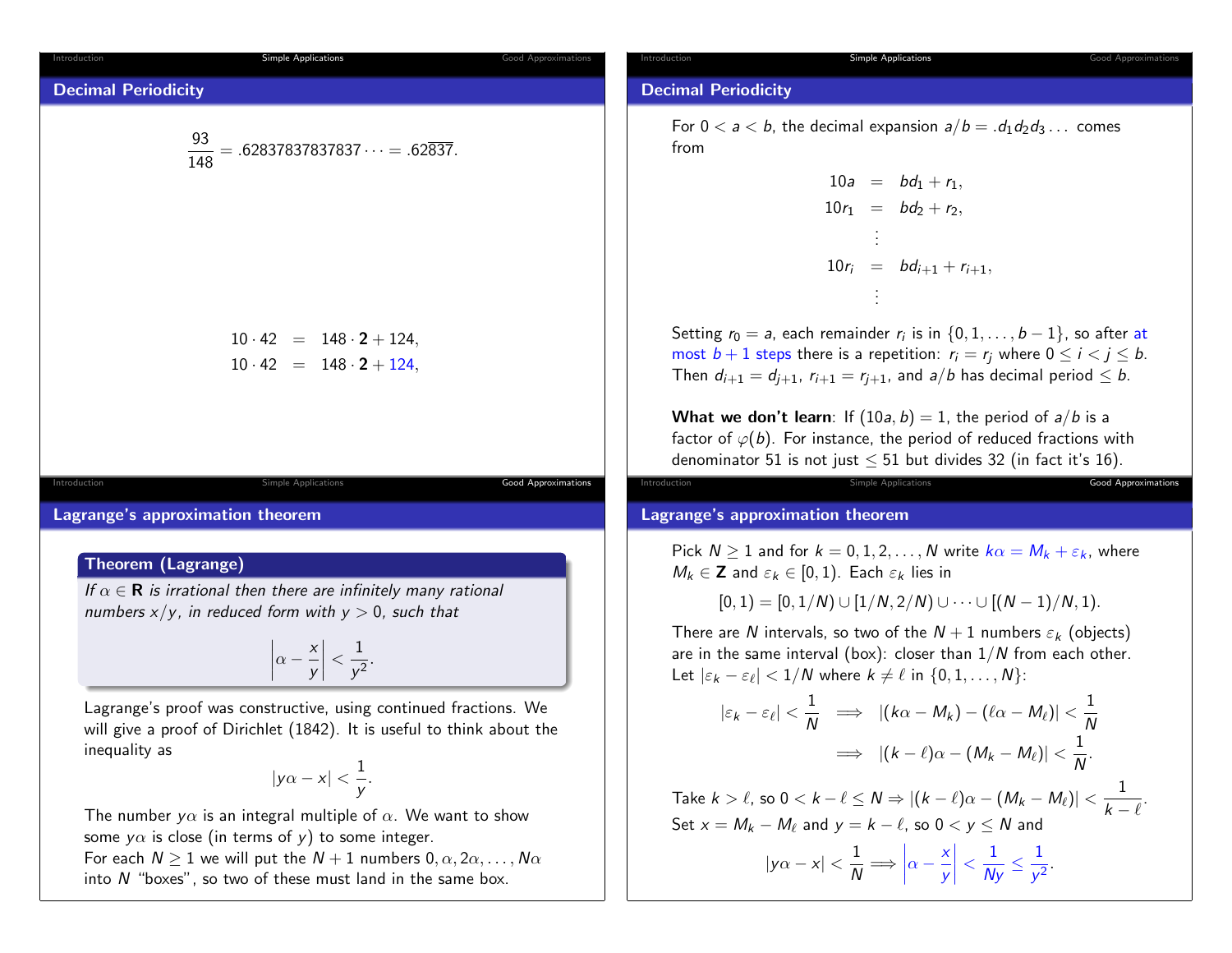## Decimal Periodicity

$$\frac{93}{148} = .62837837837837\cdots = .62\overline{837}.$$

$$
\begin{aligned}
10 \cdot 42 &= 148 \cdot \mathbf{2} + 124, \\
10 \cdot 42 &= 148 \cdot \mathbf{2} + 124,
\end{aligned}
$$

## Decimal Periodicity

For $0 < a < b$, the decimal expansion $a/b = .d_1d_2d_3\ldots$ comes from

$$
\begin{aligned}
10a &= bd_1 + r_1, \\
10r_1 &= bd_2 + r_2, \\
&\vdots \\
10r_i &= bd_{i+1} + r_{i+1}, \\
&\vdots
\end{aligned}
$$

Setting $r_0 = a$, each remainder $r_i$ is in $\{0, 1, \ldots, b-1\}$, so after at most $b+1$ steps there is a repetition: $r_i = r_j$ where $0 \le i < j \le b$. Then $d_{i+1} = d_{j+1}$, $r_{i+1} = r_{j+1}$, and $a/b$ has decimal period $\le b$.

**What we don't learn**: If $(10a, b) = 1$, the period of $a/b$ is a factor of $\varphi(b)$. For instance, the period of reduced fractions with denominator 51 is not just $\le 51$ but divides 32 (in fact it's 16).

## Lagrange's approximation theorem

**Theorem (Lagrange)**

*If $\alpha \in \mathbf{R}$ is irrational then there are infinitely many rational numbers $x/y$, in reduced form with $y > 0$, such that*

$$\left|\alpha - \frac{x}{y}\right| < \frac{1}{y^2}.$$

Lagrange's proof was constructive, using continued fractions. We will give a proof of Dirichlet (1842). It is useful to think about the inequality as

$$|y\alpha - x| < \frac{1}{y}.$$

The number $y\alpha$ is an integral multiple of $\alpha$. We want to show some $y\alpha$ is close (in terms of $y$) to some integer.
For each $N \ge 1$ we will put the $N+1$ numbers $0, \alpha, 2\alpha, \ldots, N\alpha$ into $N$ "boxes", so two of these must land in the same box.

## Lagrange's approximation theorem

Pick $N \ge 1$ and for $k = 0, 1, 2, \ldots, N$ write $k\alpha = M_k + \varepsilon_k$, where $M_k \in \mathbf{Z}$ and $\varepsilon_k \in [0, 1)$. Each $\varepsilon_k$ lies in

$$[0, 1) = [0, 1/N) \cup [1/N, 2/N) \cup \cdots \cup [(N-1)/N, 1).$$

There are $N$ intervals, so two of the $N+1$ numbers $\varepsilon_k$ (objects) are in the same interval (box): closer than $1/N$ from each other. Let $|\varepsilon_k - \varepsilon_\ell| < 1/N$ where $k \ne \ell$ in $\{0, 1, \ldots, N\}$:

$$
\begin{aligned}
|\varepsilon_k - \varepsilon_\ell| < \frac{1}{N} &\implies |(k\alpha - M_k) - (\ell\alpha - M_\ell)| < \frac{1}{N} \\
&\implies |(k - \ell)\alpha - (M_k - M_\ell)| < \frac{1}{N}.
\end{aligned}
$$

Take $k > \ell$, so $0 < k - \ell \le N \Rightarrow |(k-\ell)\alpha - (M_k - M_\ell)| < \dfrac{1}{k - \ell}$.
Set $x = M_k - M_\ell$ and $y = k - \ell$, so $0 < y \le N$ and

$$|y\alpha - x| < \frac{1}{N} \Longrightarrow \left|\alpha - \frac{x}{y}\right| < \frac{1}{Ny} \le \frac{1}{y^2}.$$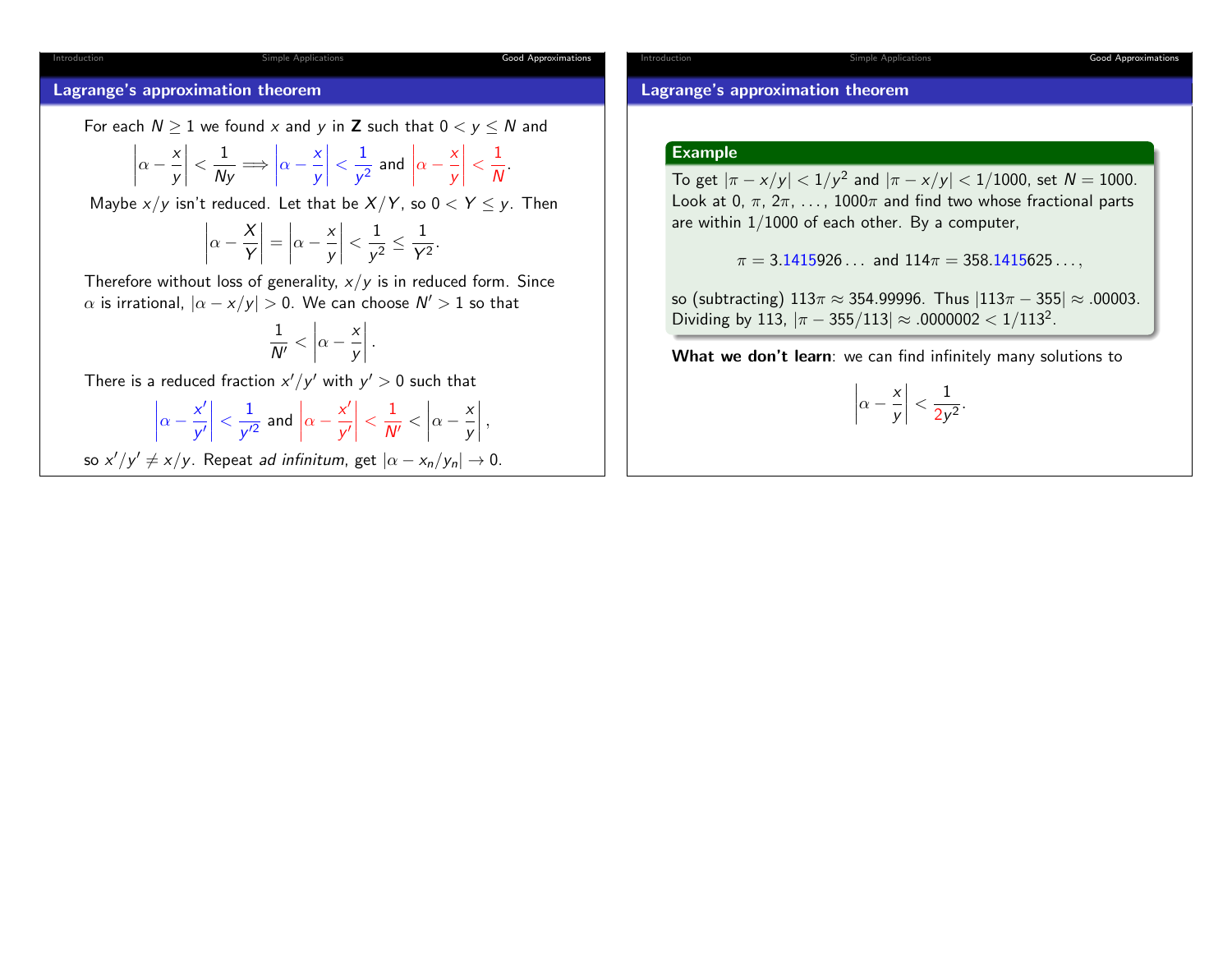## Lagrange's approximation theorem

For each $N \geq 1$ we found $x$ and $y$ in **Z** such that $0 < y \leq N$ and

$$\left|\alpha - \frac{x}{y}\right| < \frac{1}{Ny} \Longrightarrow \left|\alpha - \frac{x}{y}\right| < \frac{1}{y^2} \text{ and } \left|\alpha - \frac{x}{y}\right| < \frac{1}{N}.$$

Maybe $x/y$ isn't reduced. Let that be $X/Y$, so $0 < Y \leq y$. Then

$$\left|\alpha - \frac{X}{Y}\right| = \left|\alpha - \frac{x}{y}\right| < \frac{1}{y^2} \leq \frac{1}{Y^2}.$$

Therefore without loss of generality, $x/y$ is in reduced form. Since $\alpha$ is irrational, $|\alpha - x/y| > 0$. We can choose $N' > 1$ so that

$$\frac{1}{N'} < \left|\alpha - \frac{x}{y}\right|.$$

There is a reduced fraction $x'/y'$ with $y' > 0$ such that

$$\left|\alpha - \frac{x'}{y'}\right| < \frac{1}{y'^2} \text{ and } \left|\alpha - \frac{x'}{y'}\right| < \frac{1}{N'} < \left|\alpha - \frac{x}{y}\right|,$$

so $x'/y' \neq x/y$. Repeat *ad infinitum*, get $|\alpha - x_n/y_n| \to 0$.

## Lagrange's approximation theorem

**Example**

To get $|\pi - x/y| < 1/y^2$ and $|\pi - x/y| < 1/1000$, set $N = 1000$. Look at $0, \pi, 2\pi, \ldots, 1000\pi$ and find two whose fractional parts are within $1/1000$ of each other. By a computer,

$$\pi = 3.1415926\ldots \text{ and } 114\pi = 358.1415625\ldots,$$

so (subtracting) $113\pi \approx 354.99996$. Thus $|113\pi - 355| \approx .00003$. Dividing by 113, $|\pi - 355/113| \approx .0000002 < 1/113^2$.

**What we don't learn**: we can find infinitely many solutions to

$$\left|\alpha - \frac{x}{y}\right| < \frac{1}{2y^2}.$$